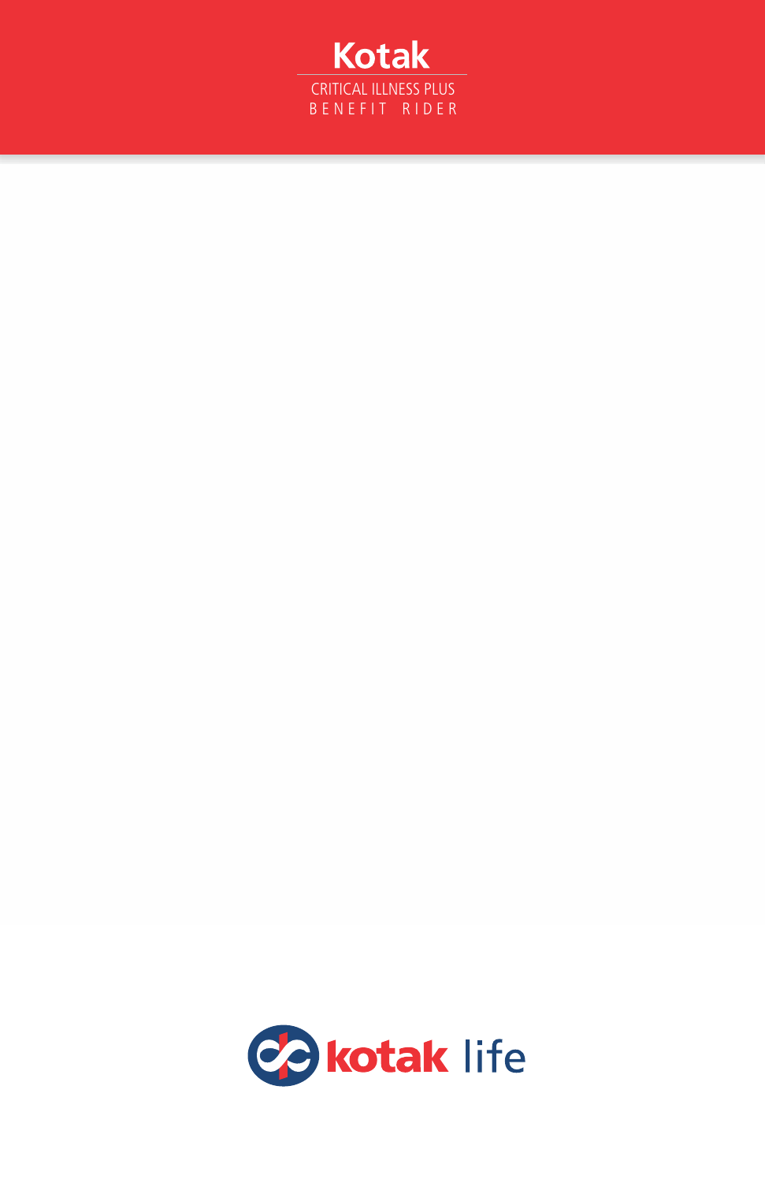# Kotak

CRITICAL ILLNESS PLUS
BENEFIT RIDER

kotak life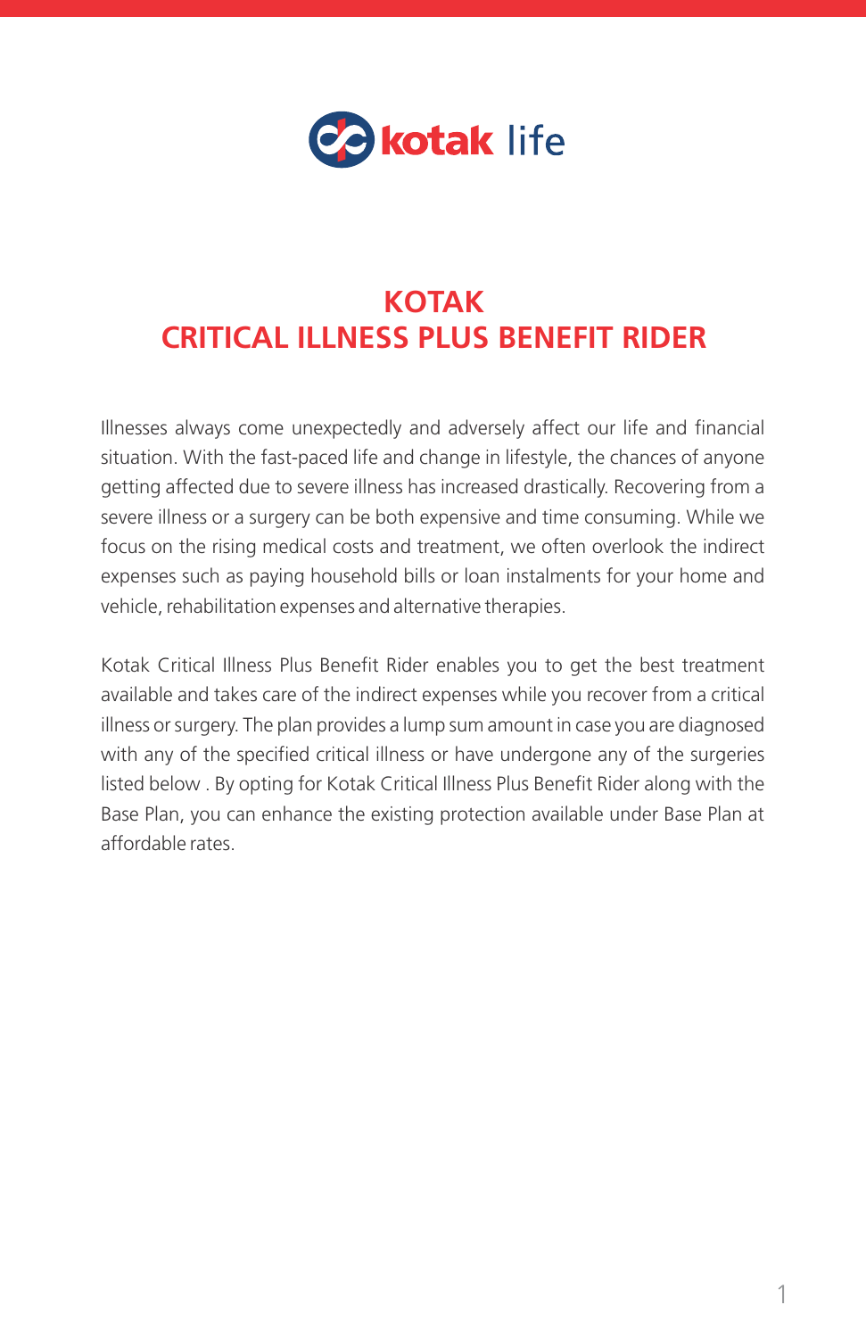# KOTAK CRITICAL ILLNESS PLUS BENEFIT RIDER

Illnesses always come unexpectedly and adversely affect our life and financial situation. With the fast-paced life and change in lifestyle, the chances of anyone getting affected due to severe illness has increased drastically. Recovering from a severe illness or a surgery can be both expensive and time consuming. While we focus on the rising medical costs and treatment, we often overlook the indirect expenses such as paying household bills or loan instalments for your home and vehicle, rehabilitation expenses and alternative therapies.

Kotak Critical Illness Plus Benefit Rider enables you to get the best treatment available and takes care of the indirect expenses while you recover from a critical illness or surgery. The plan provides a lump sum amount in case you are diagnosed with any of the specified critical illness or have undergone any of the surgeries listed below . By opting for Kotak Critical Illness Plus Benefit Rider along with the Base Plan, you can enhance the existing protection available under Base Plan at affordable rates.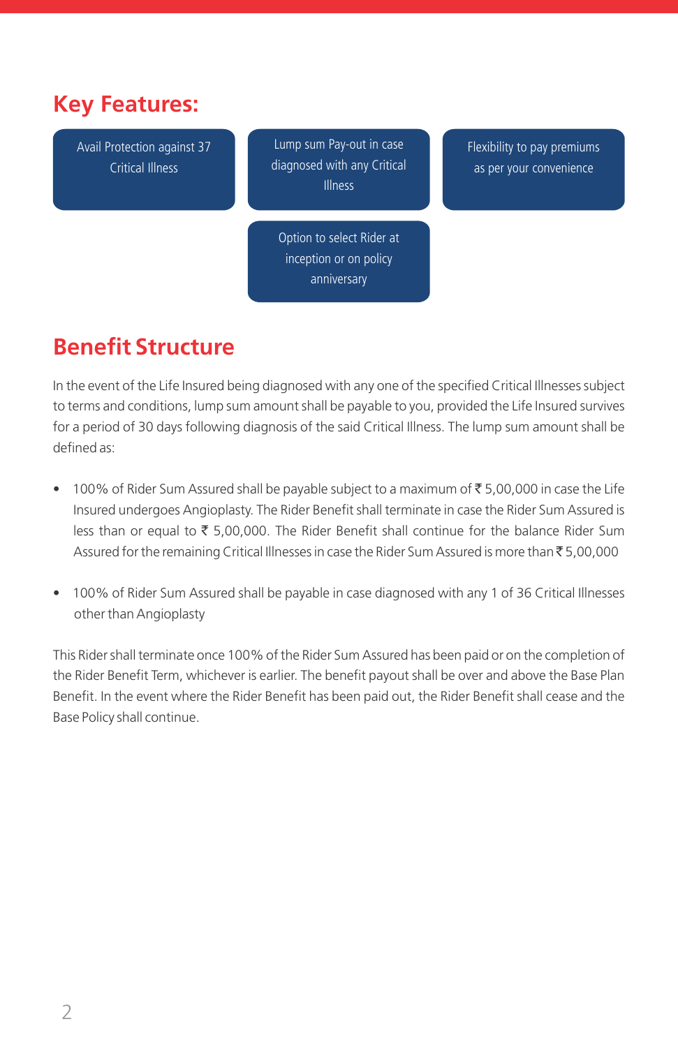## Key Features:

- Avail Protection against 37 Critical Illness
- Lump sum Pay-out in case diagnosed with any Critical Illness
- Flexibility to pay premiums as per your convenience
- Option to select Rider at inception or on policy anniversary

## Benefit Structure

In the event of the Life Insured being diagnosed with any one of the specified Critical Illnesses subject to terms and conditions, lump sum amount shall be payable to you, provided the Life Insured survives for a period of 30 days following diagnosis of the said Critical Illness. The lump sum amount shall be defined as:

- 100% of Rider Sum Assured shall be payable subject to a maximum of ₹ 5,00,000 in case the Life Insured undergoes Angioplasty. The Rider Benefit shall terminate in case the Rider Sum Assured is less than or equal to ₹ 5,00,000. The Rider Benefit shall continue for the balance Rider Sum Assured for the remaining Critical Illnesses in case the Rider Sum Assured is more than ₹ 5,00,000

- 100% of Rider Sum Assured shall be payable in case diagnosed with any 1 of 36 Critical Illnesses other than Angioplasty

This Rider shall terminate once 100% of the Rider Sum Assured has been paid or on the completion of the Rider Benefit Term, whichever is earlier. The benefit payout shall be over and above the Base Plan Benefit. In the event where the Rider Benefit has been paid out, the Rider Benefit shall cease and the Base Policy shall continue.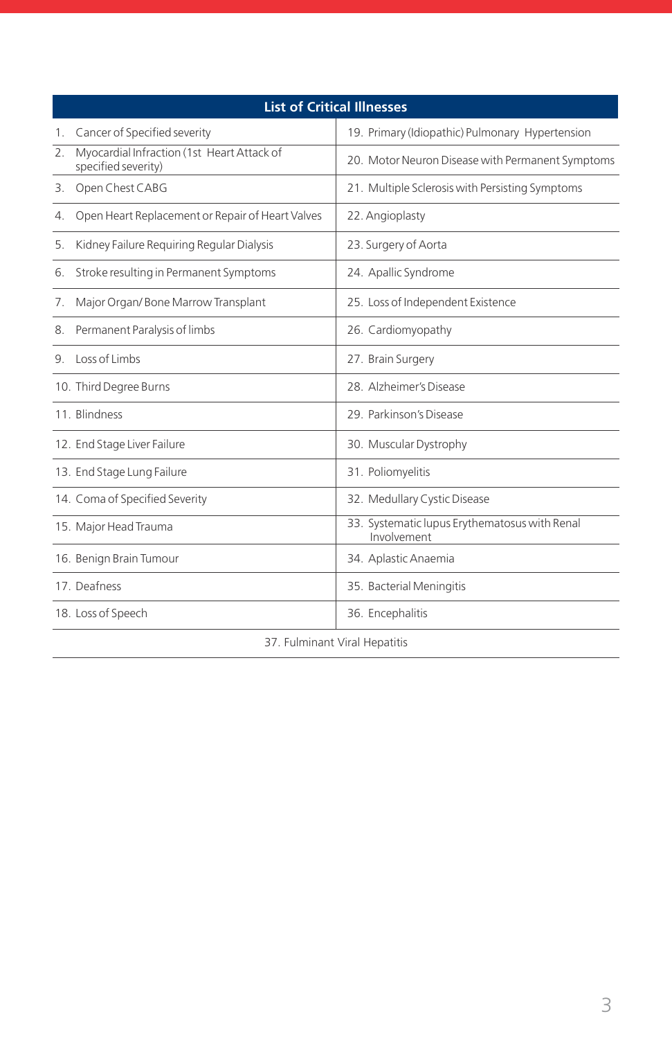| List of Critical Illnesses | |
|---|---|
| 1. Cancer of Specified severity | 19. Primary (Idiopathic) Pulmonary Hypertension |
| 2. Myocardial Infraction (1st Heart Attack of specified severity) | 20. Motor Neuron Disease with Permanent Symptoms |
| 3. Open Chest CABG | 21. Multiple Sclerosis with Persisting Symptoms |
| 4. Open Heart Replacement or Repair of Heart Valves | 22. Angioplasty |
| 5. Kidney Failure Requiring Regular Dialysis | 23. Surgery of Aorta |
| 6. Stroke resulting in Permanent Symptoms | 24. Apallic Syndrome |
| 7. Major Organ/ Bone Marrow Transplant | 25. Loss of Independent Existence |
| 8. Permanent Paralysis of limbs | 26. Cardiomyopathy |
| 9. Loss of Limbs | 27. Brain Surgery |
| 10. Third Degree Burns | 28. Alzheimer's Disease |
| 11. Blindness | 29. Parkinson's Disease |
| 12. End Stage Liver Failure | 30. Muscular Dystrophy |
| 13. End Stage Lung Failure | 31. Poliomyelitis |
| 14. Coma of Specified Severity | 32. Medullary Cystic Disease |
| 15. Major Head Trauma | 33. Systematic lupus Erythematosus with Renal Involvement |
| 16. Benign Brain Tumour | 34. Aplastic Anaemia |
| 17. Deafness | 35. Bacterial Meningitis |
| 18. Loss of Speech | 36. Encephalitis |
| 37. Fulminant Viral Hepatitis | |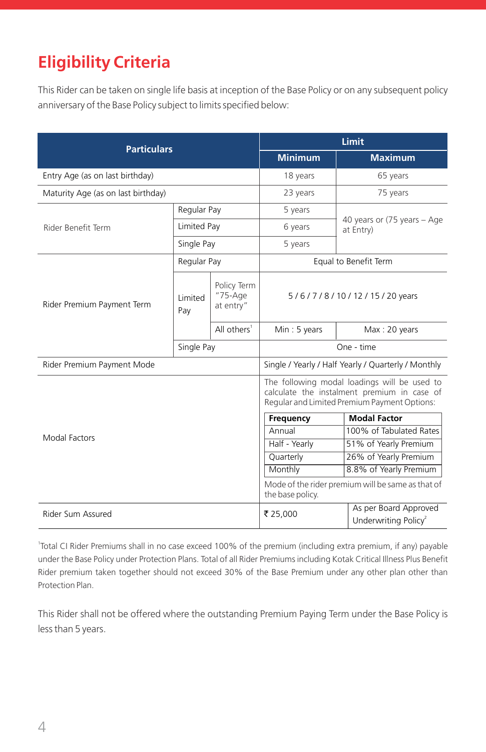# Eligibility Criteria

This Rider can be taken on single life basis at inception of the Base Policy or on any subsequent policy anniversary of the Base Policy subject to limits specified below:

| Particulars | | | Limit | |
|---|---|---|---|---|
| | | | Minimum | Maximum |
| Entry Age (as on last birthday) | | | 18 years | 65 years |
| Maturity Age (as on last birthday) | | | 23 years | 75 years |
| Rider Benefit Term | Regular Pay | | 5 years | 40 years or (75 years – Age at Entry) |
| | Limited Pay | | 6 years | |
| | Single Pay | | 5 years | |
| Rider Premium Payment Term | Regular Pay | | Equal to Benefit Term | |
| | Limited Pay | Policy Term "75-Age at entry" | 5 / 6 / 7 / 8 / 10 / 12 / 15 / 20 years | |
| | | All others[1] | Min : 5 years | Max : 20 years |
| | Single Pay | | One - time | |
| Rider Premium Payment Mode | | | Single / Yearly / Half Yearly / Quarterly / Monthly | |
| Modal Factors | | | The following modal loadings will be used to calculate the instalment premium in case of Regular and Limited Premium Payment Options: (see table below). Mode of the rider premium will be same as that of the base policy. | |
| Rider Sum Assured | | | ₹ 25,000 | As per Board Approved Underwriting Policy[2] |

| Frequency | Modal Factor |
|---|---|
| Annual | 100% of Tabulated Rates |
| Half - Yearly | 51% of Yearly Premium |
| Quarterly | 26% of Yearly Premium |
| Monthly | 8.8% of Yearly Premium |

[1]Total CI Rider Premiums shall in no case exceed 100% of the premium (including extra premium, if any) payable under the Base Policy under Protection Plans. Total of all Rider Premiums including Kotak Critical Illness Plus Benefit Rider premium taken together should not exceed 30% of the Base Premium under any other plan other than Protection Plan.

This Rider shall not be offered where the outstanding Premium Paying Term under the Base Policy is less than 5 years.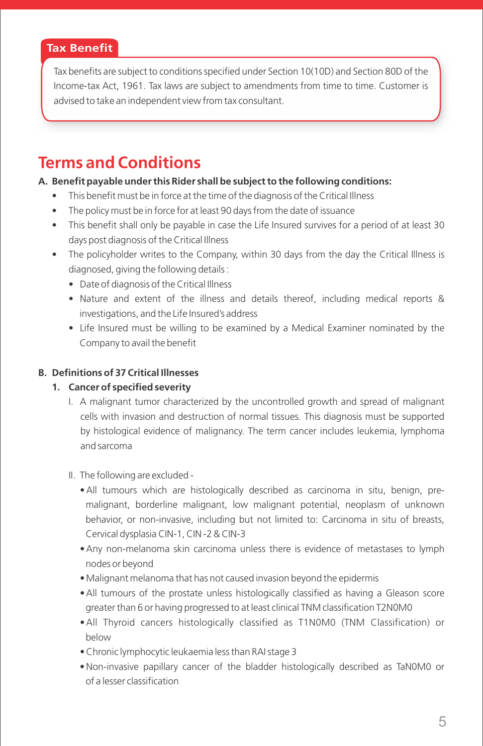## Tax Benefit

Tax benefits are subject to conditions specified under Section 10(10D) and Section 80D of the Income-tax Act, 1961. Tax laws are subject to amendments from time to time. Customer is advised to take an independent view from tax consultant.

# Terms and Conditions

**A. Benefit payable under this Rider shall be subject to the following conditions:**

- This benefit must be in force at the time of the diagnosis of the Critical Illness
- The policy must be in force for at least 90 days from the date of issuance
- This benefit shall only be payable in case the Life Insured survives for a period of at least 30 days post diagnosis of the Critical Illness
- The policyholder writes to the Company, within 30 days from the day the Critical Illness is diagnosed, giving the following details :
  - Date of diagnosis of the Critical Illness
  - Nature and extent of the illness and details thereof, including medical reports & investigations, and the Life Insured's address
  - Life Insured must be willing to be examined by a Medical Examiner nominated by the Company to avail the benefit

**B. Definitions of 37 Critical Illnesses**

**1. Cancer of specified severity**

I. A malignant tumor characterized by the uncontrolled growth and spread of malignant cells with invasion and destruction of normal tissues. This diagnosis must be supported by histological evidence of malignancy. The term cancer includes leukemia, lymphoma and sarcoma

II. The following are excluded -

- All tumours which are histologically described as carcinoma in situ, benign, pre-malignant, borderline malignant, low malignant potential, neoplasm of unknown behavior, or non-invasive, including but not limited to: Carcinoma in situ of breasts, Cervical dysplasia CIN-1, CIN -2 & CIN-3
- Any non-melanoma skin carcinoma unless there is evidence of metastases to lymph nodes or beyond
- Malignant melanoma that has not caused invasion beyond the epidermis
- All tumours of the prostate unless histologically classified as having a Gleason score greater than 6 or having progressed to at least clinical TNM classification T2N0M0
- All Thyroid cancers histologically classified as T1N0M0 (TNM Classification) or below
- Chronic lymphocytic leukaemia less than RAI stage 3
- Non-invasive papillary cancer of the bladder histologically described as TaN0M0 or of a lesser classification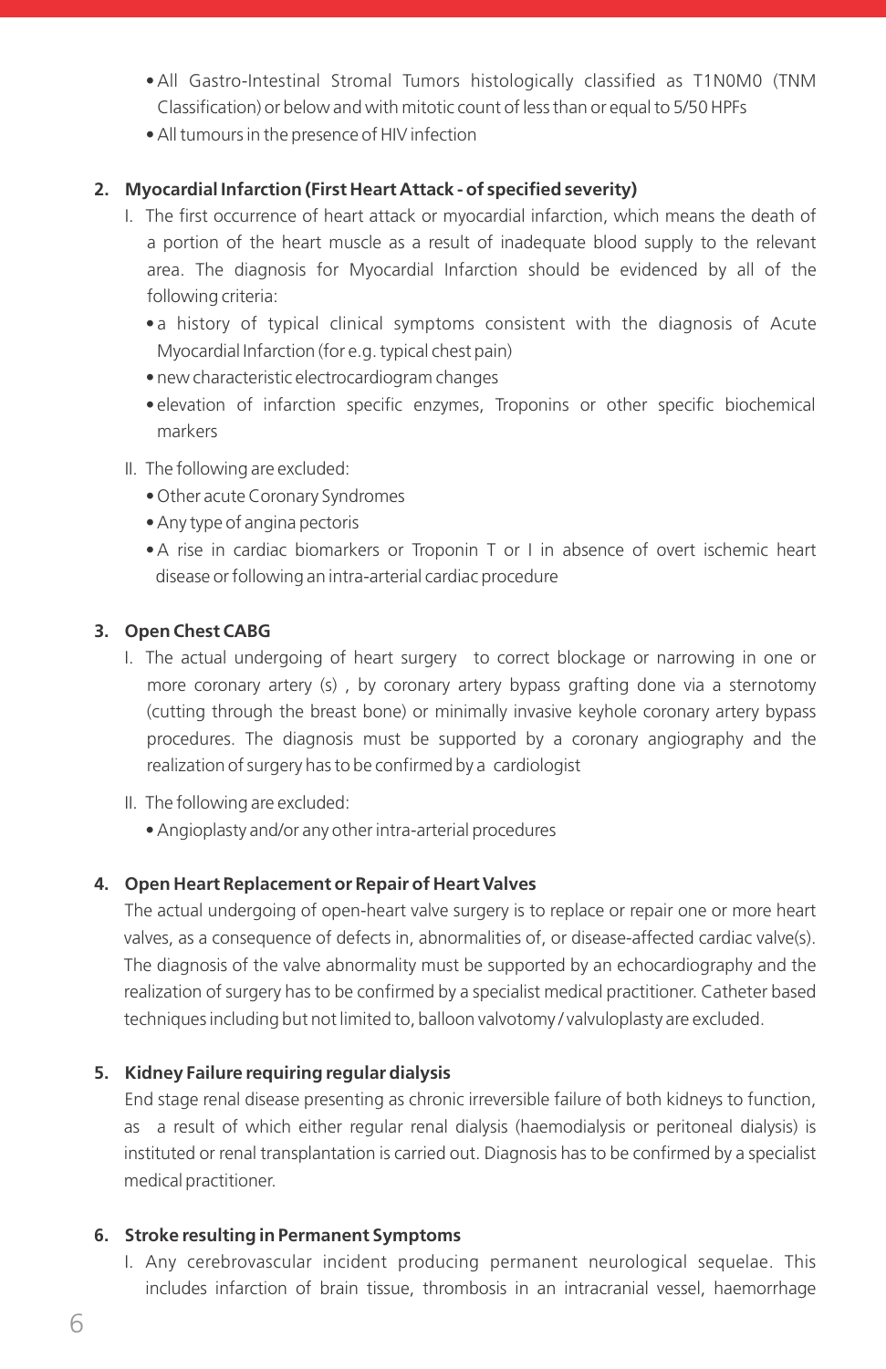- All Gastro-Intestinal Stromal Tumors histologically classified as T1N0M0 (TNM Classification) or below and with mitotic count of less than or equal to 5/50 HPFs
- All tumours in the presence of HIV infection

**2. Myocardial Infarction (First Heart Attack - of specified severity)**

I. The first occurrence of heart attack or myocardial infarction, which means the death of a portion of the heart muscle as a result of inadequate blood supply to the relevant area. The diagnosis for Myocardial Infarction should be evidenced by all of the following criteria:

- a history of typical clinical symptoms consistent with the diagnosis of Acute Myocardial Infarction (for e.g. typical chest pain)
- new characteristic electrocardiogram changes
- elevation of infarction specific enzymes, Troponins or other specific biochemical markers

II. The following are excluded:

- Other acute Coronary Syndromes
- Any type of angina pectoris
- A rise in cardiac biomarkers or Troponin T or I in absence of overt ischemic heart disease or following an intra-arterial cardiac procedure

**3. Open Chest CABG**

I. The actual undergoing of heart surgery to correct blockage or narrowing in one or more coronary artery (s) , by coronary artery bypass grafting done via a sternotomy (cutting through the breast bone) or minimally invasive keyhole coronary artery bypass procedures. The diagnosis must be supported by a coronary angiography and the realization of surgery has to be confirmed by a cardiologist

II. The following are excluded:

- Angioplasty and/or any other intra-arterial procedures

**4. Open Heart Replacement or Repair of Heart Valves**

The actual undergoing of open-heart valve surgery is to replace or repair one or more heart valves, as a consequence of defects in, abnormalities of, or disease-affected cardiac valve(s). The diagnosis of the valve abnormality must be supported by an echocardiography and the realization of surgery has to be confirmed by a specialist medical practitioner. Catheter based techniques including but not limited to, balloon valvotomy / valvuloplasty are excluded.

**5. Kidney Failure requiring regular dialysis**

End stage renal disease presenting as chronic irreversible failure of both kidneys to function, as a result of which either regular renal dialysis (haemodialysis or peritoneal dialysis) is instituted or renal transplantation is carried out. Diagnosis has to be confirmed by a specialist medical practitioner.

**6. Stroke resulting in Permanent Symptoms**

I. Any cerebrovascular incident producing permanent neurological sequelae. This includes infarction of brain tissue, thrombosis in an intracranial vessel, haemorrhage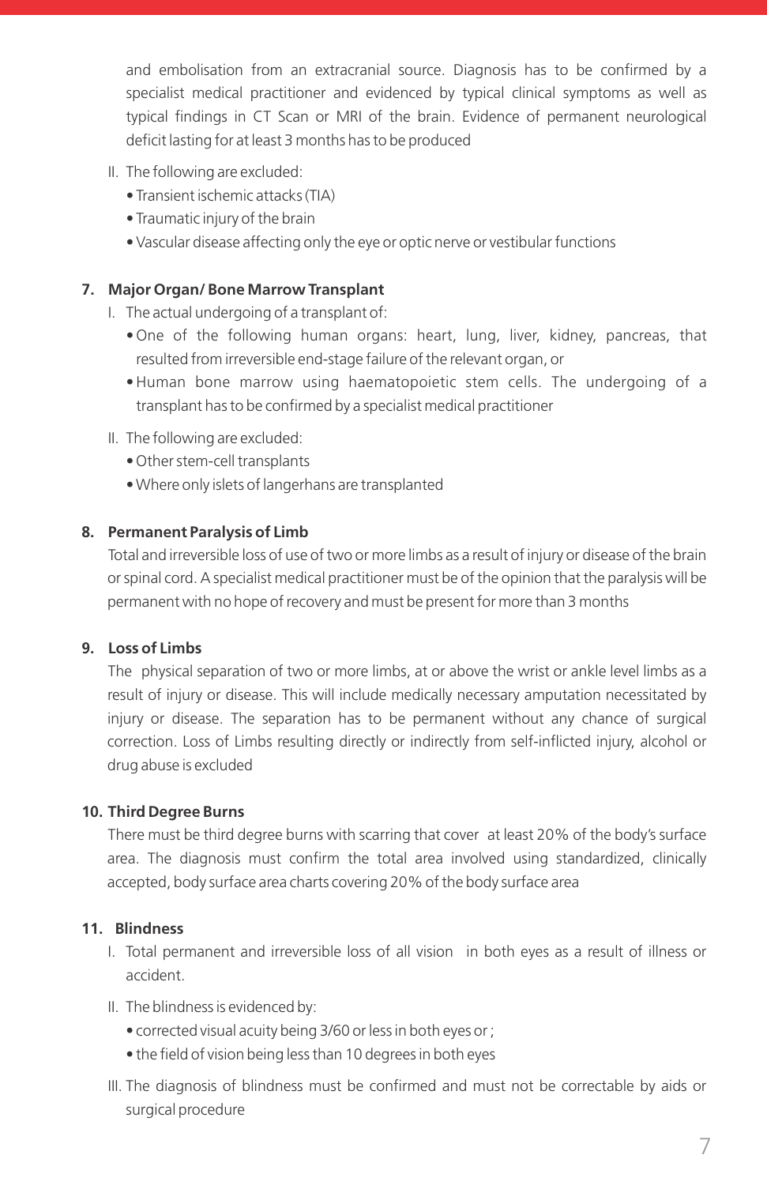and embolisation from an extracranial source. Diagnosis has to be confirmed by a specialist medical practitioner and evidenced by typical clinical symptoms as well as typical findings in CT Scan or MRI of the brain. Evidence of permanent neurological deficit lasting for at least 3 months has to be produced

II. The following are excluded:
- Transient ischemic attacks (TIA)
- Traumatic injury of the brain
- Vascular disease affecting only the eye or optic nerve or vestibular functions

**7. Major Organ/ Bone Marrow Transplant**

I. The actual undergoing of a transplant of:
- One of the following human organs: heart, lung, liver, kidney, pancreas, that resulted from irreversible end-stage failure of the relevant organ, or
- Human bone marrow using haematopoietic stem cells. The undergoing of a transplant has to be confirmed by a specialist medical practitioner

II. The following are excluded:
- Other stem-cell transplants
- Where only islets of langerhans are transplanted

**8. Permanent Paralysis of Limb**

Total and irreversible loss of use of two or more limbs as a result of injury or disease of the brain or spinal cord. A specialist medical practitioner must be of the opinion that the paralysis will be permanent with no hope of recovery and must be present for more than 3 months

**9. Loss of Limbs**

The physical separation of two or more limbs, at or above the wrist or ankle level limbs as a result of injury or disease. This will include medically necessary amputation necessitated by injury or disease. The separation has to be permanent without any chance of surgical correction. Loss of Limbs resulting directly or indirectly from self-inflicted injury, alcohol or drug abuse is excluded

**10. Third Degree Burns**

There must be third degree burns with scarring that cover at least 20% of the body's surface area. The diagnosis must confirm the total area involved using standardized, clinically accepted, body surface area charts covering 20% of the body surface area

**11. Blindness**

I. Total permanent and irreversible loss of all vision in both eyes as a result of illness or accident.

II. The blindness is evidenced by:
- corrected visual acuity being 3/60 or less in both eyes or ;
- the field of vision being less than 10 degrees in both eyes

III. The diagnosis of blindness must be confirmed and must not be correctable by aids or surgical procedure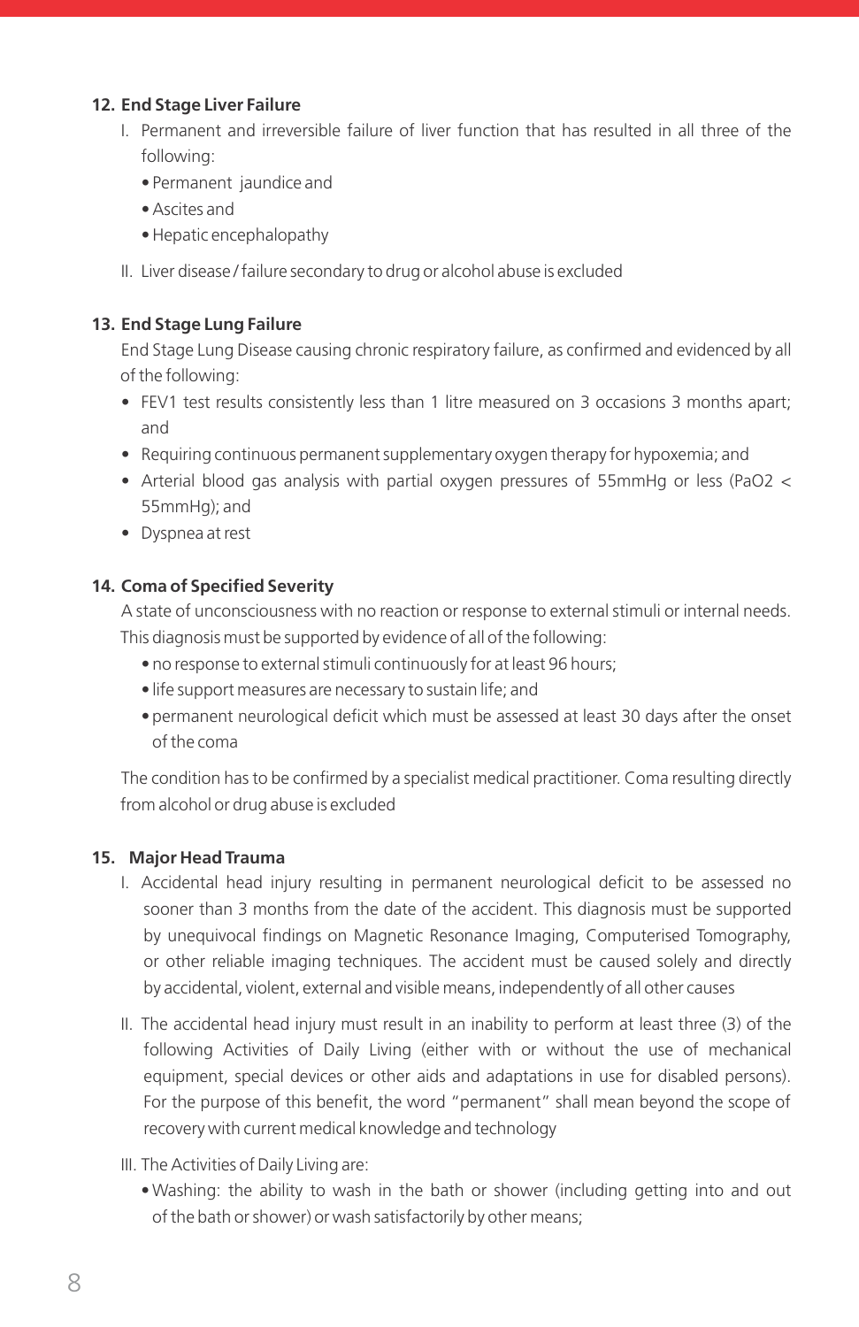### 12. End Stage Liver Failure

I. Permanent and irreversible failure of liver function that has resulted in all three of the following:
   - Permanent jaundice and
   - Ascites and
   - Hepatic encephalopathy

II. Liver disease / failure secondary to drug or alcohol abuse is excluded

### 13. End Stage Lung Failure

End Stage Lung Disease causing chronic respiratory failure, as confirmed and evidenced by all of the following:

- FEV1 test results consistently less than 1 litre measured on 3 occasions 3 months apart; and
- Requiring continuous permanent supplementary oxygen therapy for hypoxemia; and
- Arterial blood gas analysis with partial oxygen pressures of 55mmHg or less ($PaO2 < 55mmHg$); and
- Dyspnea at rest

### 14. Coma of Specified Severity

A state of unconsciousness with no reaction or response to external stimuli or internal needs. This diagnosis must be supported by evidence of all of the following:

- no response to external stimuli continuously for at least 96 hours;
- life support measures are necessary to sustain life; and
- permanent neurological deficit which must be assessed at least 30 days after the onset of the coma

The condition has to be confirmed by a specialist medical practitioner. Coma resulting directly from alcohol or drug abuse is excluded

### 15. Major Head Trauma

I. Accidental head injury resulting in permanent neurological deficit to be assessed no sooner than 3 months from the date of the accident. This diagnosis must be supported by unequivocal findings on Magnetic Resonance Imaging, Computerised Tomography, or other reliable imaging techniques. The accident must be caused solely and directly by accidental, violent, external and visible means, independently of all other causes

II. The accidental head injury must result in an inability to perform at least three (3) of the following Activities of Daily Living (either with or without the use of mechanical equipment, special devices or other aids and adaptations in use for disabled persons). For the purpose of this benefit, the word "permanent" shall mean beyond the scope of recovery with current medical knowledge and technology

III. The Activities of Daily Living are:
   - Washing: the ability to wash in the bath or shower (including getting into and out of the bath or shower) or wash satisfactorily by other means;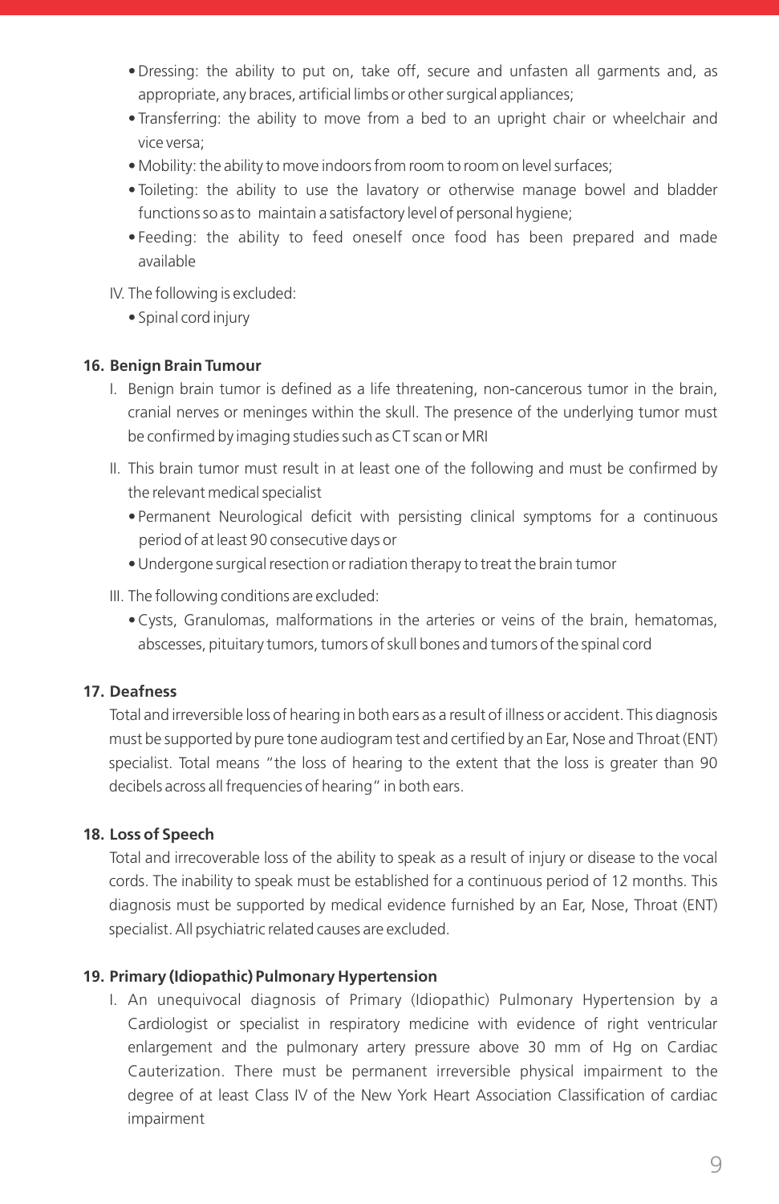- Dressing: the ability to put on, take off, secure and unfasten all garments and, as appropriate, any braces, artificial limbs or other surgical appliances;
- Transferring: the ability to move from a bed to an upright chair or wheelchair and vice versa;
- Mobility: the ability to move indoors from room to room on level surfaces;
- Toileting: the ability to use the lavatory or otherwise manage bowel and bladder functions so as to maintain a satisfactory level of personal hygiene;
- Feeding: the ability to feed oneself once food has been prepared and made available

IV. The following is excluded:

- Spinal cord injury

### 16. Benign Brain Tumour

I. Benign brain tumor is defined as a life threatening, non-cancerous tumor in the brain, cranial nerves or meninges within the skull. The presence of the underlying tumor must be confirmed by imaging studies such as CT scan or MRI

II. This brain tumor must result in at least one of the following and must be confirmed by the relevant medical specialist

- Permanent Neurological deficit with persisting clinical symptoms for a continuous period of at least 90 consecutive days or
- Undergone surgical resection or radiation therapy to treat the brain tumor

III. The following conditions are excluded:

- Cysts, Granulomas, malformations in the arteries or veins of the brain, hematomas, abscesses, pituitary tumors, tumors of skull bones and tumors of the spinal cord

### 17. Deafness

Total and irreversible loss of hearing in both ears as a result of illness or accident. This diagnosis must be supported by pure tone audiogram test and certified by an Ear, Nose and Throat (ENT) specialist. Total means "the loss of hearing to the extent that the loss is greater than 90 decibels across all frequencies of hearing" in both ears.

### 18. Loss of Speech

Total and irrecoverable loss of the ability to speak as a result of injury or disease to the vocal cords. The inability to speak must be established for a continuous period of 12 months. This diagnosis must be supported by medical evidence furnished by an Ear, Nose, Throat (ENT) specialist. All psychiatric related causes are excluded.

### 19. Primary (Idiopathic) Pulmonary Hypertension

I. An unequivocal diagnosis of Primary (Idiopathic) Pulmonary Hypertension by a Cardiologist or specialist in respiratory medicine with evidence of right ventricular enlargement and the pulmonary artery pressure above 30 mm of Hg on Cardiac Cauterization. There must be permanent irreversible physical impairment to the degree of at least Class IV of the New York Heart Association Classification of cardiac impairment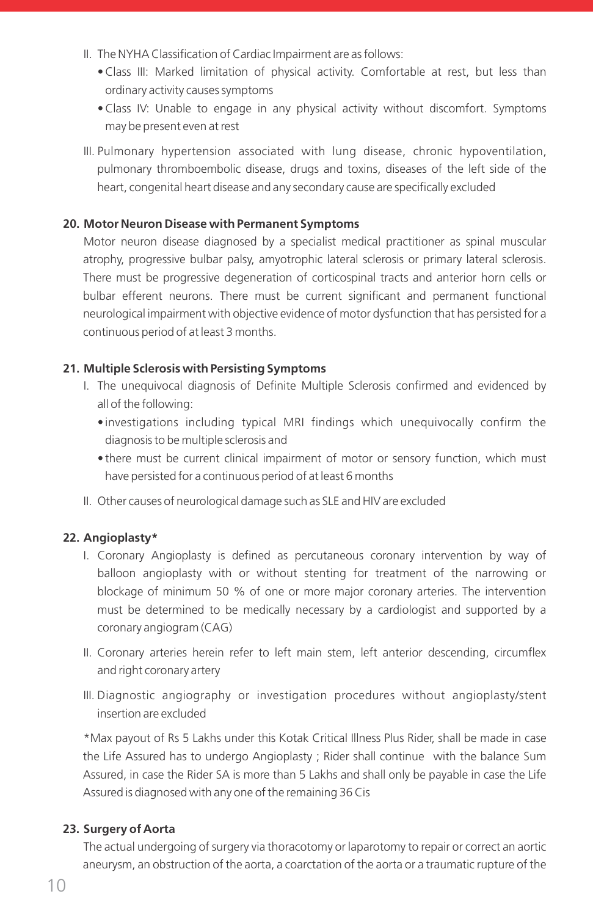II. The NYHA Classification of Cardiac Impairment are as follows:

- Class III: Marked limitation of physical activity. Comfortable at rest, but less than ordinary activity causes symptoms
- Class IV: Unable to engage in any physical activity without discomfort. Symptoms may be present even at rest

III. Pulmonary hypertension associated with lung disease, chronic hypoventilation, pulmonary thromboembolic disease, drugs and toxins, diseases of the left side of the heart, congenital heart disease and any secondary cause are specifically excluded

**20. Motor Neuron Disease with Permanent Symptoms**

Motor neuron disease diagnosed by a specialist medical practitioner as spinal muscular atrophy, progressive bulbar palsy, amyotrophic lateral sclerosis or primary lateral sclerosis. There must be progressive degeneration of corticospinal tracts and anterior horn cells or bulbar efferent neurons. There must be current significant and permanent functional neurological impairment with objective evidence of motor dysfunction that has persisted for a continuous period of at least 3 months.

**21. Multiple Sclerosis with Persisting Symptoms**

I. The unequivocal diagnosis of Definite Multiple Sclerosis confirmed and evidenced by all of the following:

- investigations including typical MRI findings which unequivocally confirm the diagnosis to be multiple sclerosis and
- there must be current clinical impairment of motor or sensory function, which must have persisted for a continuous period of at least 6 months

II. Other causes of neurological damage such as SLE and HIV are excluded

**22. Angioplasty***

I. Coronary Angioplasty is defined as percutaneous coronary intervention by way of balloon angioplasty with or without stenting for treatment of the narrowing or blockage of minimum 50 % of one or more major coronary arteries. The intervention must be determined to be medically necessary by a cardiologist and supported by a coronary angiogram (CAG)

II. Coronary arteries herein refer to left main stem, left anterior descending, circumflex and right coronary artery

III. Diagnostic angiography or investigation procedures without angioplasty/stent insertion are excluded

*Max payout of Rs 5 Lakhs under this Kotak Critical Illness Plus Rider, shall be made in case the Life Assured has to undergo Angioplasty ; Rider shall continue with the balance Sum Assured, in case the Rider SA is more than 5 Lakhs and shall only be payable in case the Life Assured is diagnosed with any one of the remaining 36 Cis

**23. Surgery of Aorta**

The actual undergoing of surgery via thoracotomy or laparotomy to repair or correct an aortic aneurysm, an obstruction of the aorta, a coarctation of the aorta or a traumatic rupture of the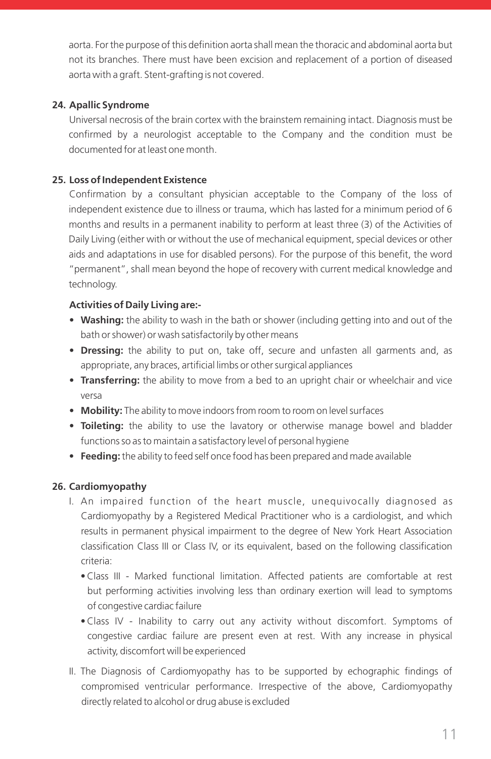aorta. For the purpose of this definition aorta shall mean the thoracic and abdominal aorta but not its branches. There must have been excision and replacement of a portion of diseased aorta with a graft. Stent-grafting is not covered.

**24. Apallic Syndrome**

Universal necrosis of the brain cortex with the brainstem remaining intact. Diagnosis must be confirmed by a neurologist acceptable to the Company and the condition must be documented for at least one month.

**25. Loss of Independent Existence**

Confirmation by a consultant physician acceptable to the Company of the loss of independent existence due to illness or trauma, which has lasted for a minimum period of 6 months and results in a permanent inability to perform at least three (3) of the Activities of Daily Living (either with or without the use of mechanical equipment, special devices or other aids and adaptations in use for disabled persons). For the purpose of this benefit, the word "permanent", shall mean beyond the hope of recovery with current medical knowledge and technology.

**Activities of Daily Living are:-**

- **Washing:** the ability to wash in the bath or shower (including getting into and out of the bath or shower) or wash satisfactorily by other means
- **Dressing:** the ability to put on, take off, secure and unfasten all garments and, as appropriate, any braces, artificial limbs or other surgical appliances
- **Transferring:** the ability to move from a bed to an upright chair or wheelchair and vice versa
- **Mobility:** The ability to move indoors from room to room on level surfaces
- **Toileting:** the ability to use the lavatory or otherwise manage bowel and bladder functions so as to maintain a satisfactory level of personal hygiene
- **Feeding:** the ability to feed self once food has been prepared and made available

**26. Cardiomyopathy**

I. An impaired function of the heart muscle, unequivocally diagnosed as Cardiomyopathy by a Registered Medical Practitioner who is a cardiologist, and which results in permanent physical impairment to the degree of New York Heart Association classification Class III or Class IV, or its equivalent, based on the following classification criteria:

- Class III - Marked functional limitation. Affected patients are comfortable at rest but performing activities involving less than ordinary exertion will lead to symptoms of congestive cardiac failure
- Class IV - Inability to carry out any activity without discomfort. Symptoms of congestive cardiac failure are present even at rest. With any increase in physical activity, discomfort will be experienced

II. The Diagnosis of Cardiomyopathy has to be supported by echographic findings of compromised ventricular performance. Irrespective of the above, Cardiomyopathy directly related to alcohol or drug abuse is excluded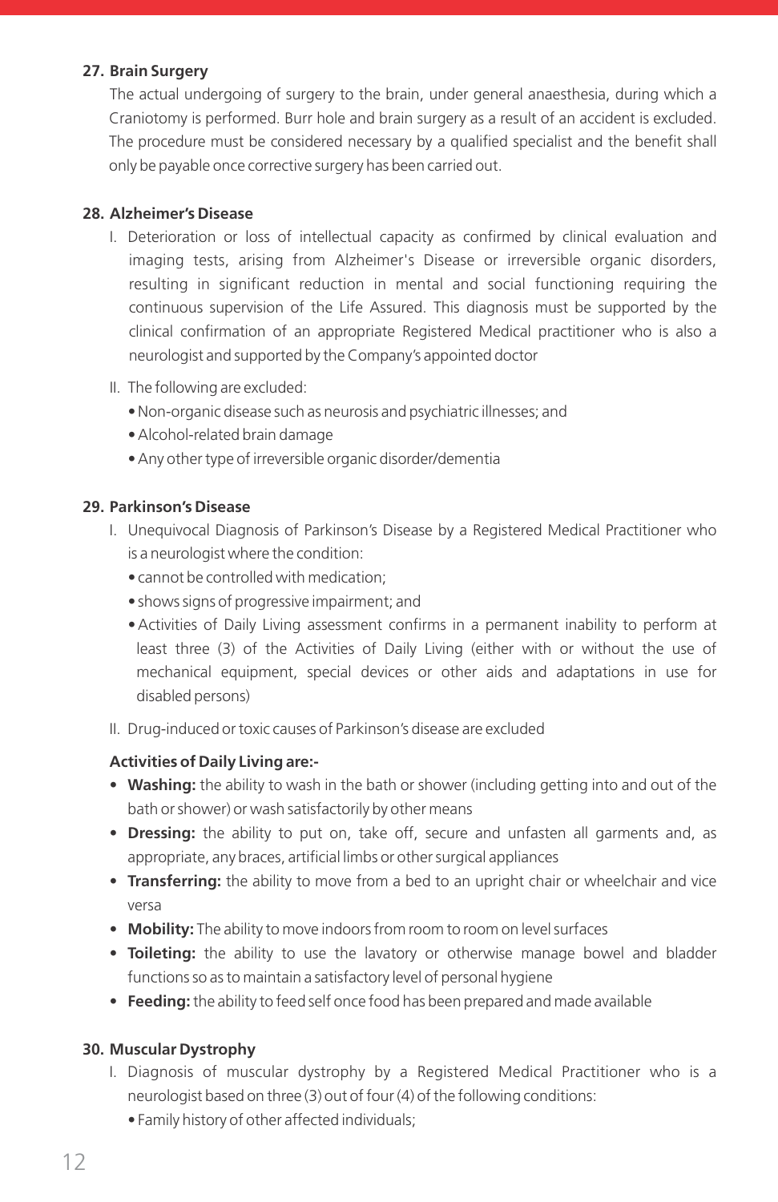### 27. Brain Surgery

The actual undergoing of surgery to the brain, under general anaesthesia, during which a Craniotomy is performed. Burr hole and brain surgery as a result of an accident is excluded. The procedure must be considered necessary by a qualified specialist and the benefit shall only be payable once corrective surgery has been carried out.

### 28. Alzheimer's Disease

I. Deterioration or loss of intellectual capacity as confirmed by clinical evaluation and imaging tests, arising from Alzheimer's Disease or irreversible organic disorders, resulting in significant reduction in mental and social functioning requiring the continuous supervision of the Life Assured. This diagnosis must be supported by the clinical confirmation of an appropriate Registered Medical practitioner who is also a neurologist and supported by the Company's appointed doctor

II. The following are excluded:
- Non-organic disease such as neurosis and psychiatric illnesses; and
- Alcohol-related brain damage
- Any other type of irreversible organic disorder/dementia

### 29. Parkinson's Disease

I. Unequivocal Diagnosis of Parkinson's Disease by a Registered Medical Practitioner who is a neurologist where the condition:
- cannot be controlled with medication;
- shows signs of progressive impairment; and
- Activities of Daily Living assessment confirms in a permanent inability to perform at least three (3) of the Activities of Daily Living (either with or without the use of mechanical equipment, special devices or other aids and adaptations in use for disabled persons)

II. Drug-induced or toxic causes of Parkinson's disease are excluded

**Activities of Daily Living are:-**

- **Washing:** the ability to wash in the bath or shower (including getting into and out of the bath or shower) or wash satisfactorily by other means
- **Dressing:** the ability to put on, take off, secure and unfasten all garments and, as appropriate, any braces, artificial limbs or other surgical appliances
- **Transferring:** the ability to move from a bed to an upright chair or wheelchair and vice versa
- **Mobility:** The ability to move indoors from room to room on level surfaces
- **Toileting:** the ability to use the lavatory or otherwise manage bowel and bladder functions so as to maintain a satisfactory level of personal hygiene
- **Feeding:** the ability to feed self once food has been prepared and made available

### 30. Muscular Dystrophy

I. Diagnosis of muscular dystrophy by a Registered Medical Practitioner who is a neurologist based on three (3) out of four (4) of the following conditions:
- Family history of other affected individuals;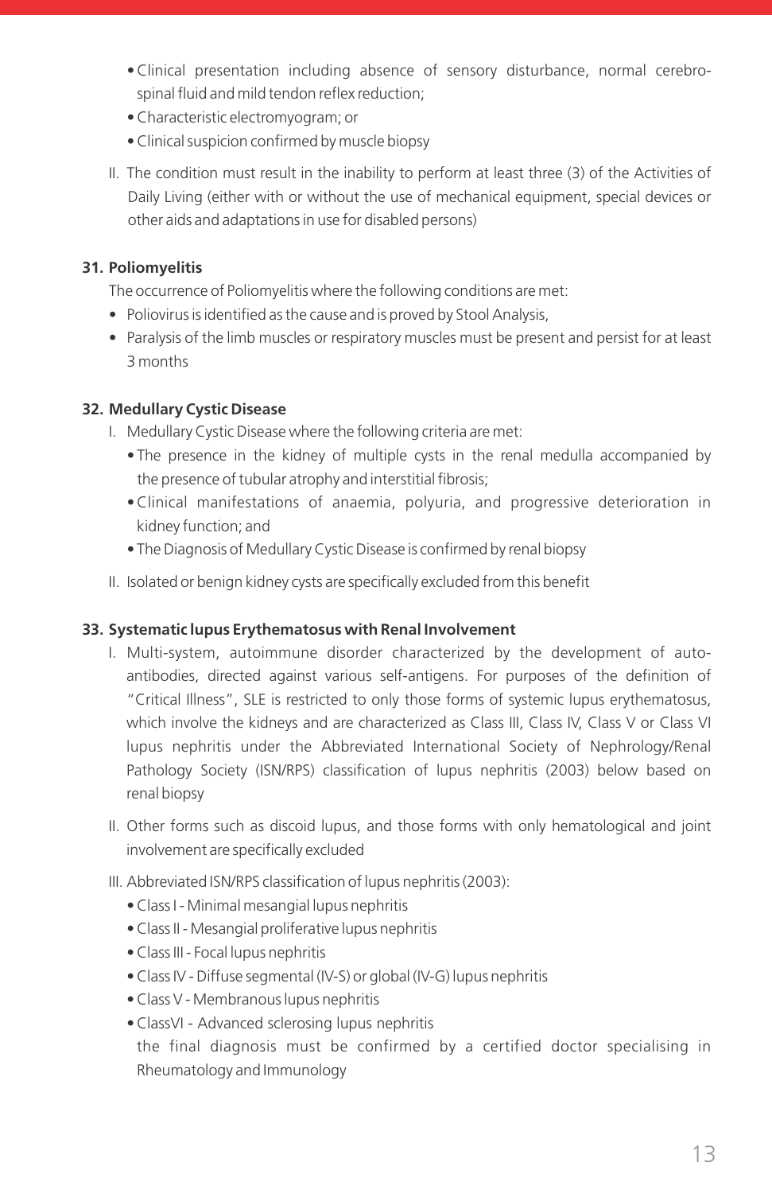- Clinical presentation including absence of sensory disturbance, normal cerebro-spinal fluid and mild tendon reflex reduction;
- Characteristic electromyogram; or
- Clinical suspicion confirmed by muscle biopsy

II. The condition must result in the inability to perform at least three (3) of the Activities of Daily Living (either with or without the use of mechanical equipment, special devices or other aids and adaptations in use for disabled persons)

**31. Poliomyelitis**

The occurrence of Poliomyelitis where the following conditions are met:

- Poliovirus is identified as the cause and is proved by Stool Analysis,
- Paralysis of the limb muscles or respiratory muscles must be present and persist for at least 3 months

**32. Medullary Cystic Disease**

I. Medullary Cystic Disease where the following criteria are met:

- The presence in the kidney of multiple cysts in the renal medulla accompanied by the presence of tubular atrophy and interstitial fibrosis;
- Clinical manifestations of anaemia, polyuria, and progressive deterioration in kidney function; and
- The Diagnosis of Medullary Cystic Disease is confirmed by renal biopsy

II. Isolated or benign kidney cysts are specifically excluded from this benefit

**33. Systematic lupus Erythematosus with Renal Involvement**

I. Multi-system, autoimmune disorder characterized by the development of auto-antibodies, directed against various self-antigens. For purposes of the definition of "Critical Illness", SLE is restricted to only those forms of systemic lupus erythematosus, which involve the kidneys and are characterized as Class III, Class IV, Class V or Class VI lupus nephritis under the Abbreviated International Society of Nephrology/Renal Pathology Society (ISN/RPS) classification of lupus nephritis (2003) below based on renal biopsy

II. Other forms such as discoid lupus, and those forms with only hematological and joint involvement are specifically excluded

III. Abbreviated ISN/RPS classification of lupus nephritis (2003):

- Class I - Minimal mesangial lupus nephritis
- Class II - Mesangial proliferative lupus nephritis
- Class III - Focal lupus nephritis
- Class IV - Diffuse segmental (IV-S) or global (IV-G) lupus nephritis
- Class V - Membranous lupus nephritis
- ClassVI - Advanced sclerosing lupus nephritis

  the final diagnosis must be confirmed by a certified doctor specialising in Rheumatology and Immunology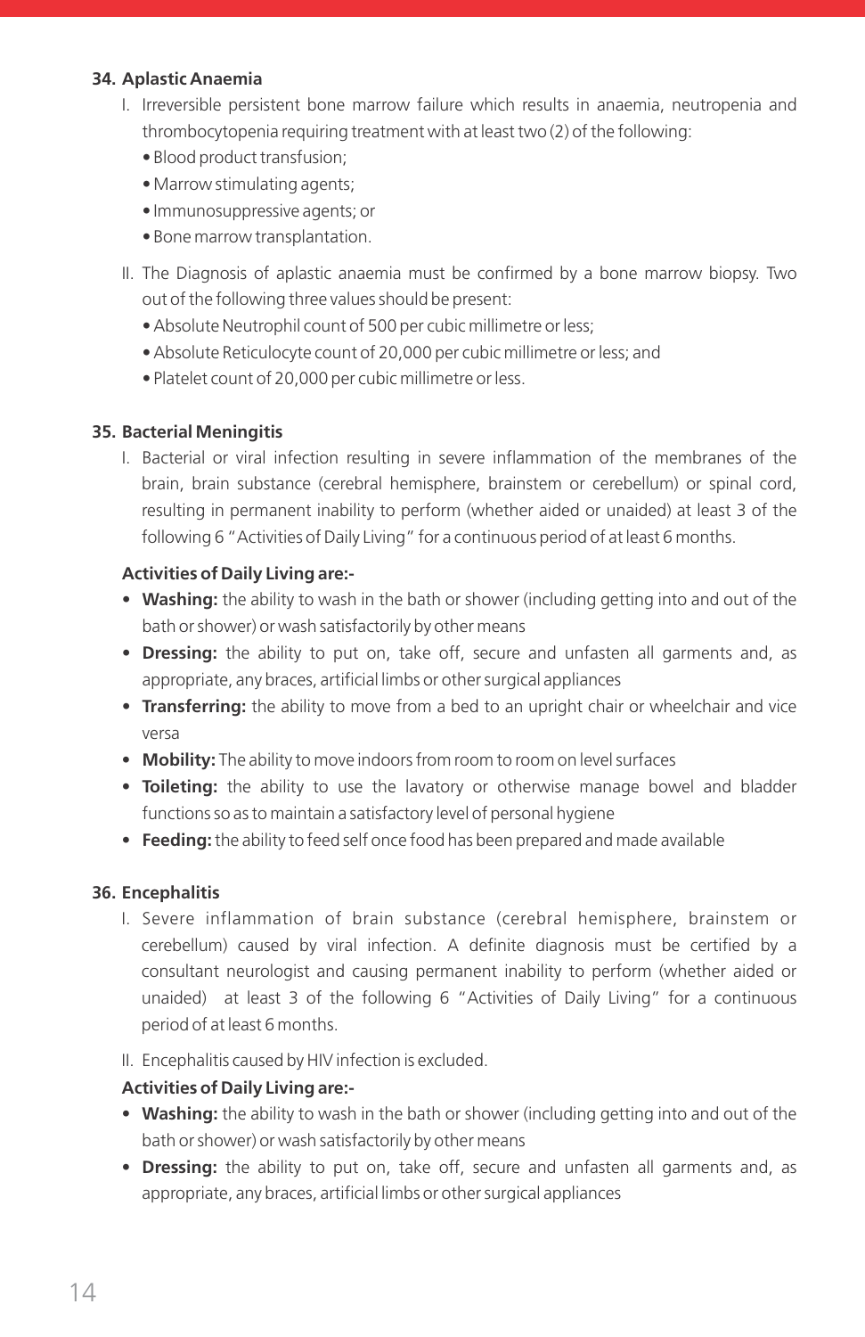### 34. Aplastic Anaemia

I. Irreversible persistent bone marrow failure which results in anaemia, neutropenia and thrombocytopenia requiring treatment with at least two (2) of the following:
   - Blood product transfusion;
   - Marrow stimulating agents;
   - Immunosuppressive agents; or
   - Bone marrow transplantation.

II. The Diagnosis of aplastic anaemia must be confirmed by a bone marrow biopsy. Two out of the following three values should be present:
   - Absolute Neutrophil count of 500 per cubic millimetre or less;
   - Absolute Reticulocyte count of 20,000 per cubic millimetre or less; and
   - Platelet count of 20,000 per cubic millimetre or less.

### 35. Bacterial Meningitis

I. Bacterial or viral infection resulting in severe inflammation of the membranes of the brain, brain substance (cerebral hemisphere, brainstem or cerebellum) or spinal cord, resulting in permanent inability to perform (whether aided or unaided) at least 3 of the following 6 "Activities of Daily Living" for a continuous period of at least 6 months.

**Activities of Daily Living are:-**

- **Washing:** the ability to wash in the bath or shower (including getting into and out of the bath or shower) or wash satisfactorily by other means
- **Dressing:** the ability to put on, take off, secure and unfasten all garments and, as appropriate, any braces, artificial limbs or other surgical appliances
- **Transferring:** the ability to move from a bed to an upright chair or wheelchair and vice versa
- **Mobility:** The ability to move indoors from room to room on level surfaces
- **Toileting:** the ability to use the lavatory or otherwise manage bowel and bladder functions so as to maintain a satisfactory level of personal hygiene
- **Feeding:** the ability to feed self once food has been prepared and made available

### 36. Encephalitis

I. Severe inflammation of brain substance (cerebral hemisphere, brainstem or cerebellum) caused by viral infection. A definite diagnosis must be certified by a consultant neurologist and causing permanent inability to perform (whether aided or unaided) at least 3 of the following 6 "Activities of Daily Living" for a continuous period of at least 6 months.

II. Encephalitis caused by HIV infection is excluded.

**Activities of Daily Living are:-**

- **Washing:** the ability to wash in the bath or shower (including getting into and out of the bath or shower) or wash satisfactorily by other means
- **Dressing:** the ability to put on, take off, secure and unfasten all garments and, as appropriate, any braces, artificial limbs or other surgical appliances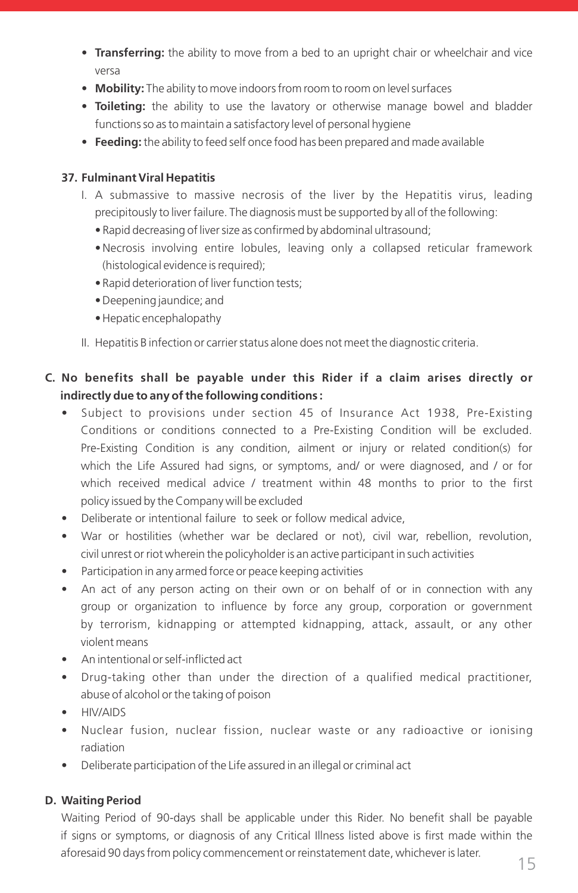- **Transferring:** the ability to move from a bed to an upright chair or wheelchair and vice versa
- **Mobility:** The ability to move indoors from room to room on level surfaces
- **Toileting:** the ability to use the lavatory or otherwise manage bowel and bladder functions so as to maintain a satisfactory level of personal hygiene
- **Feeding:** the ability to feed self once food has been prepared and made available

**37. Fulminant Viral Hepatitis**

I. A submassive to massive necrosis of the liver by the Hepatitis virus, leading precipitously to liver failure. The diagnosis must be supported by all of the following:
   - Rapid decreasing of liver size as confirmed by abdominal ultrasound;
   - Necrosis involving entire lobules, leaving only a collapsed reticular framework (histological evidence is required);
   - Rapid deterioration of liver function tests;
   - Deepening jaundice; and
   - Hepatic encephalopathy

II. Hepatitis B infection or carrier status alone does not meet the diagnostic criteria.

**C. No benefits shall be payable under this Rider if a claim arises directly or indirectly due to any of the following conditions :**

- Subject to provisions under section 45 of Insurance Act 1938, Pre-Existing Conditions or conditions connected to a Pre-Existing Condition will be excluded. Pre-Existing Condition is any condition, ailment or injury or related condition(s) for which the Life Assured had signs, or symptoms, and/ or were diagnosed, and / or for which received medical advice / treatment within 48 months to prior to the first policy issued by the Company will be excluded
- Deliberate or intentional failure to seek or follow medical advice,
- War or hostilities (whether war be declared or not), civil war, rebellion, revolution, civil unrest or riot wherein the policyholder is an active participant in such activities
- Participation in any armed force or peace keeping activities
- An act of any person acting on their own or on behalf of or in connection with any group or organization to influence by force any group, corporation or government by terrorism, kidnapping or attempted kidnapping, attack, assault, or any other violent means
- An intentional or self-inflicted act
- Drug-taking other than under the direction of a qualified medical practitioner, abuse of alcohol or the taking of poison
- HIV/AIDS
- Nuclear fusion, nuclear fission, nuclear waste or any radioactive or ionising radiation
- Deliberate participation of the Life assured in an illegal or criminal act

**D. Waiting Period**

Waiting Period of 90-days shall be applicable under this Rider. No benefit shall be payable if signs or symptoms, or diagnosis of any Critical Illness listed above is first made within the aforesaid 90 days from policy commencement or reinstatement date, whichever is later.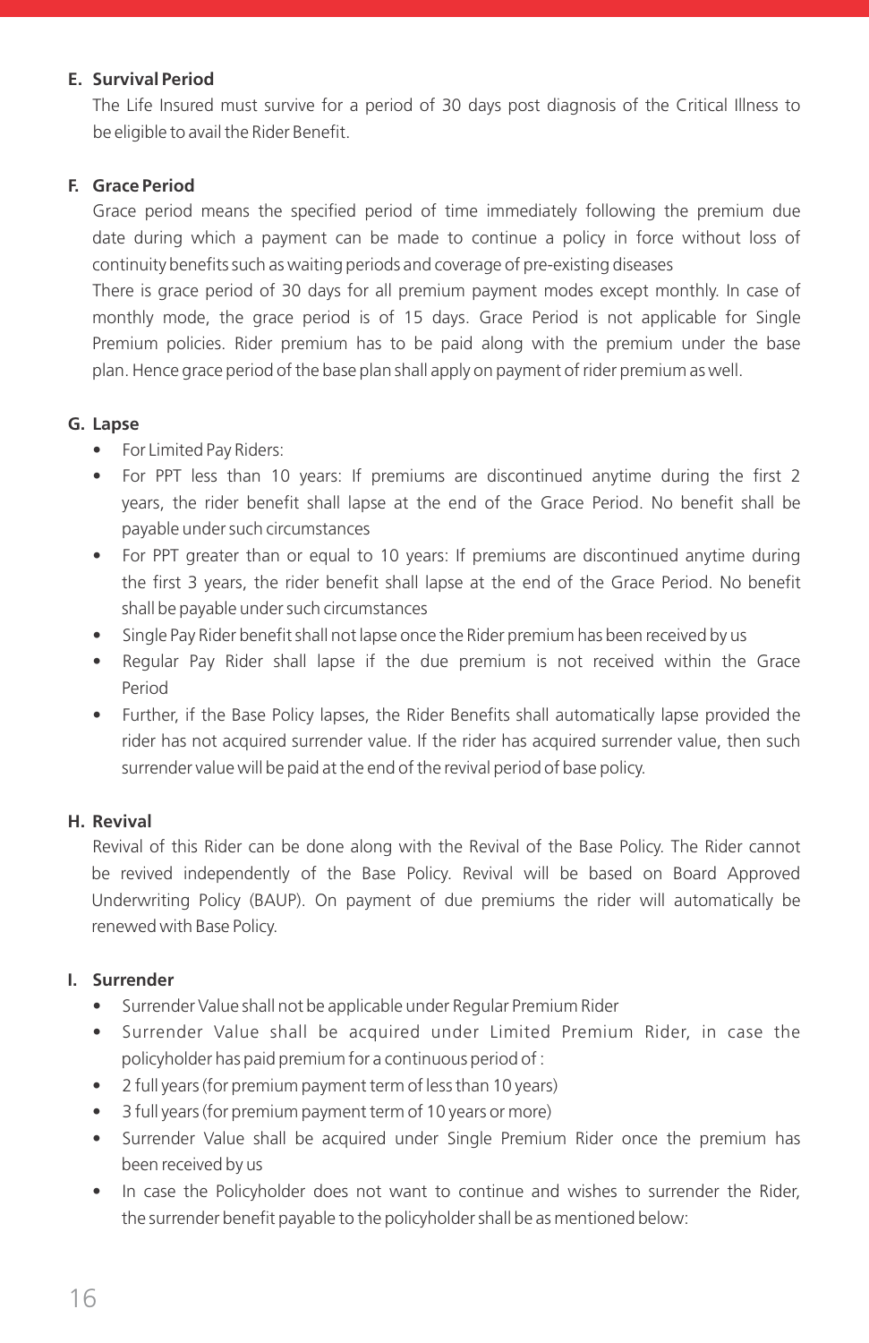**E. Survival Period**

The Life Insured must survive for a period of 30 days post diagnosis of the Critical Illness to be eligible to avail the Rider Benefit.

**F. Grace Period**

Grace period means the specified period of time immediately following the premium due date during which a payment can be made to continue a policy in force without loss of continuity benefits such as waiting periods and coverage of pre-existing diseases

There is grace period of 30 days for all premium payment modes except monthly. In case of monthly mode, the grace period is of 15 days. Grace Period is not applicable for Single Premium policies. Rider premium has to be paid along with the premium under the base plan. Hence grace period of the base plan shall apply on payment of rider premium as well.

**G. Lapse**

- For Limited Pay Riders:
- For PPT less than 10 years: If premiums are discontinued anytime during the first 2 years, the rider benefit shall lapse at the end of the Grace Period. No benefit shall be payable under such circumstances
- For PPT greater than or equal to 10 years: If premiums are discontinued anytime during the first 3 years, the rider benefit shall lapse at the end of the Grace Period. No benefit shall be payable under such circumstances
- Single Pay Rider benefit shall not lapse once the Rider premium has been received by us
- Regular Pay Rider shall lapse if the due premium is not received within the Grace Period
- Further, if the Base Policy lapses, the Rider Benefits shall automatically lapse provided the rider has not acquired surrender value. If the rider has acquired surrender value, then such surrender value will be paid at the end of the revival period of base policy.

**H. Revival**

Revival of this Rider can be done along with the Revival of the Base Policy. The Rider cannot be revived independently of the Base Policy. Revival will be based on Board Approved Underwriting Policy (BAUP). On payment of due premiums the rider will automatically be renewed with Base Policy.

**I. Surrender**

- Surrender Value shall not be applicable under Regular Premium Rider
- Surrender Value shall be acquired under Limited Premium Rider, in case the policyholder has paid premium for a continuous period of :
- 2 full years (for premium payment term of less than 10 years)
- 3 full years (for premium payment term of 10 years or more)
- Surrender Value shall be acquired under Single Premium Rider once the premium has been received by us
- In case the Policyholder does not want to continue and wishes to surrender the Rider, the surrender benefit payable to the policyholder shall be as mentioned below: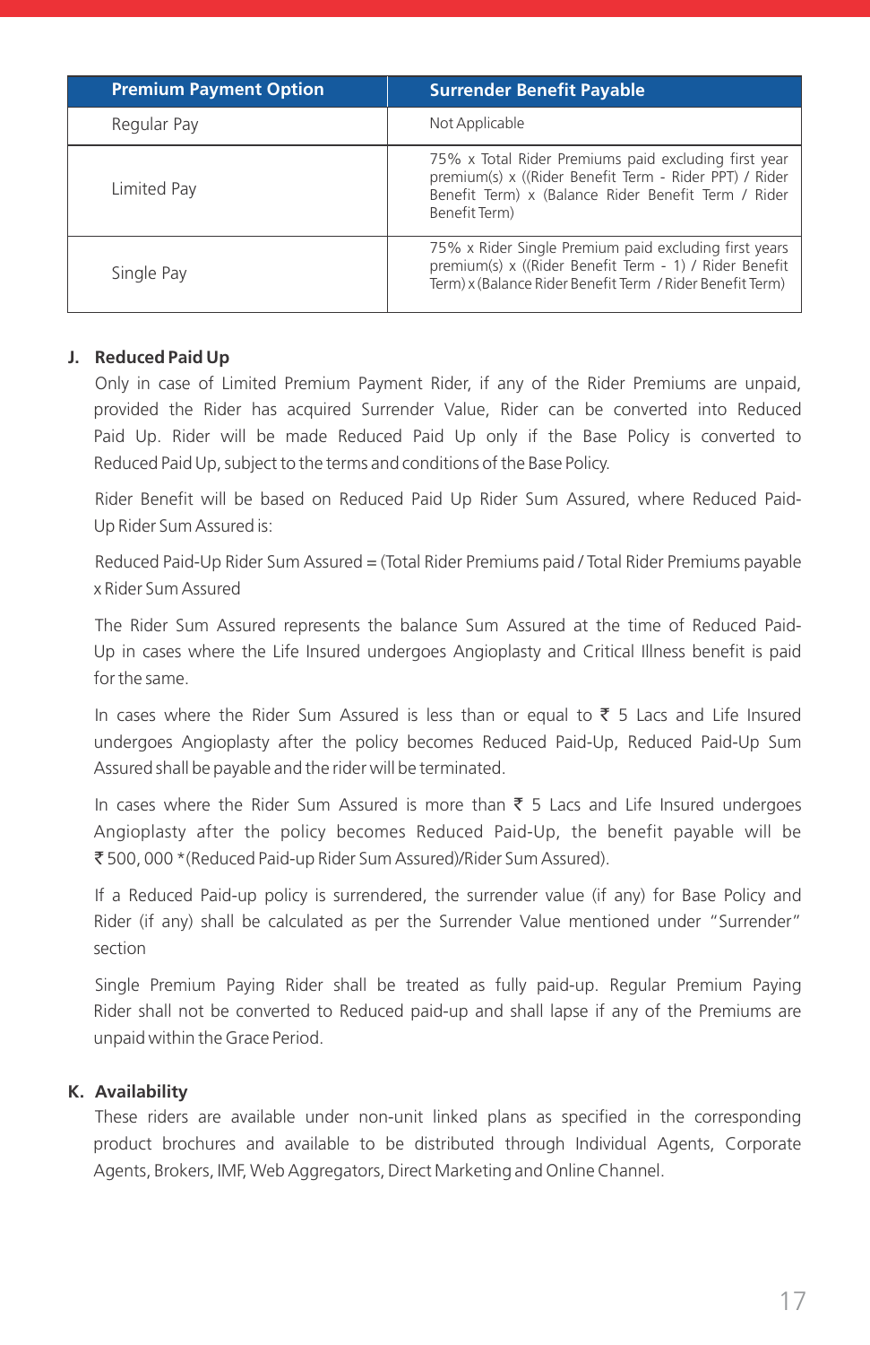| Premium Payment Option | Surrender Benefit Payable |
|---|---|
| Regular Pay | Not Applicable |
| Limited Pay | 75% x Total Rider Premiums paid excluding first year premium(s) x ((Rider Benefit Term - Rider PPT) / Rider Benefit Term) x (Balance Rider Benefit Term / Rider Benefit Term) |
| Single Pay | 75% x Rider Single Premium paid excluding first years premium(s) x ((Rider Benefit Term - 1) / Rider Benefit Term) x (Balance Rider Benefit Term / Rider Benefit Term) |

**J. Reduced Paid Up**

Only in case of Limited Premium Payment Rider, if any of the Rider Premiums are unpaid, provided the Rider has acquired Surrender Value, Rider can be converted into Reduced Paid Up. Rider will be made Reduced Paid Up only if the Base Policy is converted to Reduced Paid Up, subject to the terms and conditions of the Base Policy.

Rider Benefit will be based on Reduced Paid Up Rider Sum Assured, where Reduced Paid-Up Rider Sum Assured is:

Reduced Paid-Up Rider Sum Assured = (Total Rider Premiums paid / Total Rider Premiums payable x Rider Sum Assured

The Rider Sum Assured represents the balance Sum Assured at the time of Reduced Paid-Up in cases where the Life Insured undergoes Angioplasty and Critical Illness benefit is paid for the same.

In cases where the Rider Sum Assured is less than or equal to ₹ 5 Lacs and Life Insured undergoes Angioplasty after the policy becomes Reduced Paid-Up, Reduced Paid-Up Sum Assured shall be payable and the rider will be terminated.

In cases where the Rider Sum Assured is more than ₹ 5 Lacs and Life Insured undergoes Angioplasty after the policy becomes Reduced Paid-Up, the benefit payable will be ₹ 500, 000 *(Reduced Paid-up Rider Sum Assured)/Rider Sum Assured).

If a Reduced Paid-up policy is surrendered, the surrender value (if any) for Base Policy and Rider (if any) shall be calculated as per the Surrender Value mentioned under "Surrender" section

Single Premium Paying Rider shall be treated as fully paid-up. Regular Premium Paying Rider shall not be converted to Reduced paid-up and shall lapse if any of the Premiums are unpaid within the Grace Period.

**K. Availability**

These riders are available under non-unit linked plans as specified in the corresponding product brochures and available to be distributed through Individual Agents, Corporate Agents, Brokers, IMF, Web Aggregators, Direct Marketing and Online Channel.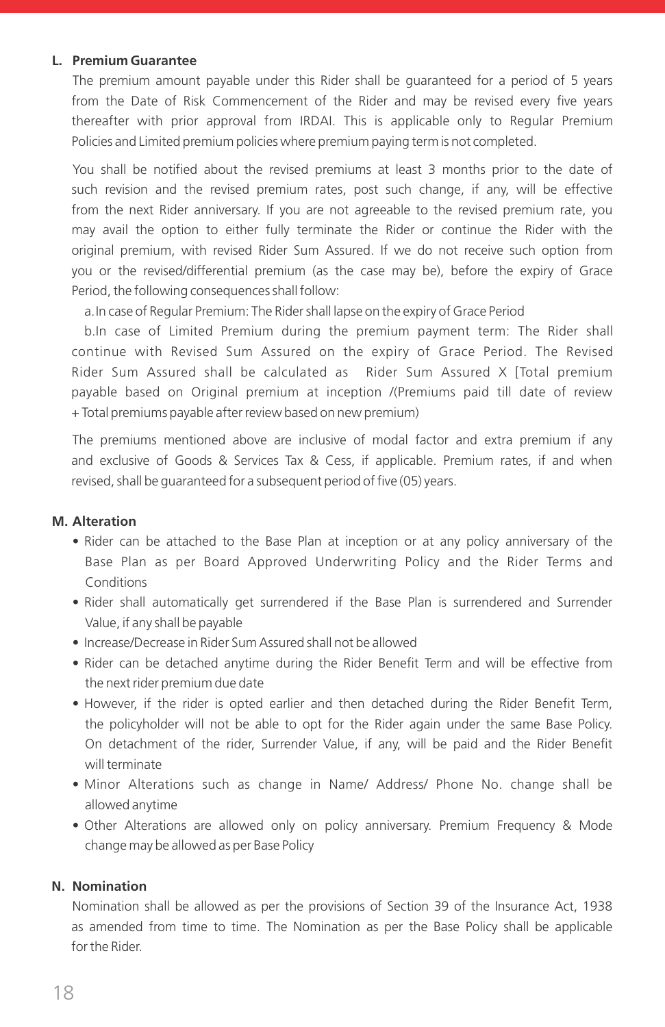## L. Premium Guarantee

The premium amount payable under this Rider shall be guaranteed for a period of 5 years from the Date of Risk Commencement of the Rider and may be revised every five years thereafter with prior approval from IRDAI. This is applicable only to Regular Premium Policies and Limited premium policies where premium paying term is not completed.

You shall be notified about the revised premiums at least 3 months prior to the date of such revision and the revised premium rates, post such change, if any, will be effective from the next Rider anniversary. If you are not agreeable to the revised premium rate, you may avail the option to either fully terminate the Rider or continue the Rider with the original premium, with revised Rider Sum Assured. If we do not receive such option from you or the revised/differential premium (as the case may be), before the expiry of Grace Period, the following consequences shall follow:

a. In case of Regular Premium: The Rider shall lapse on the expiry of Grace Period

b. In case of Limited Premium during the premium payment term: The Rider shall continue with Revised Sum Assured on the expiry of Grace Period. The Revised Rider Sum Assured shall be calculated as Rider Sum Assured X [Total premium payable based on Original premium at inception /(Premiums paid till date of review + Total premiums payable after review based on new premium)

The premiums mentioned above are inclusive of modal factor and extra premium if any and exclusive of Goods & Services Tax & Cess, if applicable. Premium rates, if and when revised, shall be guaranteed for a subsequent period of five (05) years.

## M. Alteration

- Rider can be attached to the Base Plan at inception or at any policy anniversary of the Base Plan as per Board Approved Underwriting Policy and the Rider Terms and Conditions
- Rider shall automatically get surrendered if the Base Plan is surrendered and Surrender Value, if any shall be payable
- Increase/Decrease in Rider Sum Assured shall not be allowed
- Rider can be detached anytime during the Rider Benefit Term and will be effective from the next rider premium due date
- However, if the rider is opted earlier and then detached during the Rider Benefit Term, the policyholder will not be able to opt for the Rider again under the same Base Policy. On detachment of the rider, Surrender Value, if any, will be paid and the Rider Benefit will terminate
- Minor Alterations such as change in Name/ Address/ Phone No. change shall be allowed anytime
- Other Alterations are allowed only on policy anniversary. Premium Frequency & Mode change may be allowed as per Base Policy

## N. Nomination

Nomination shall be allowed as per the provisions of Section 39 of the Insurance Act, 1938 as amended from time to time. The Nomination as per the Base Policy shall be applicable for the Rider.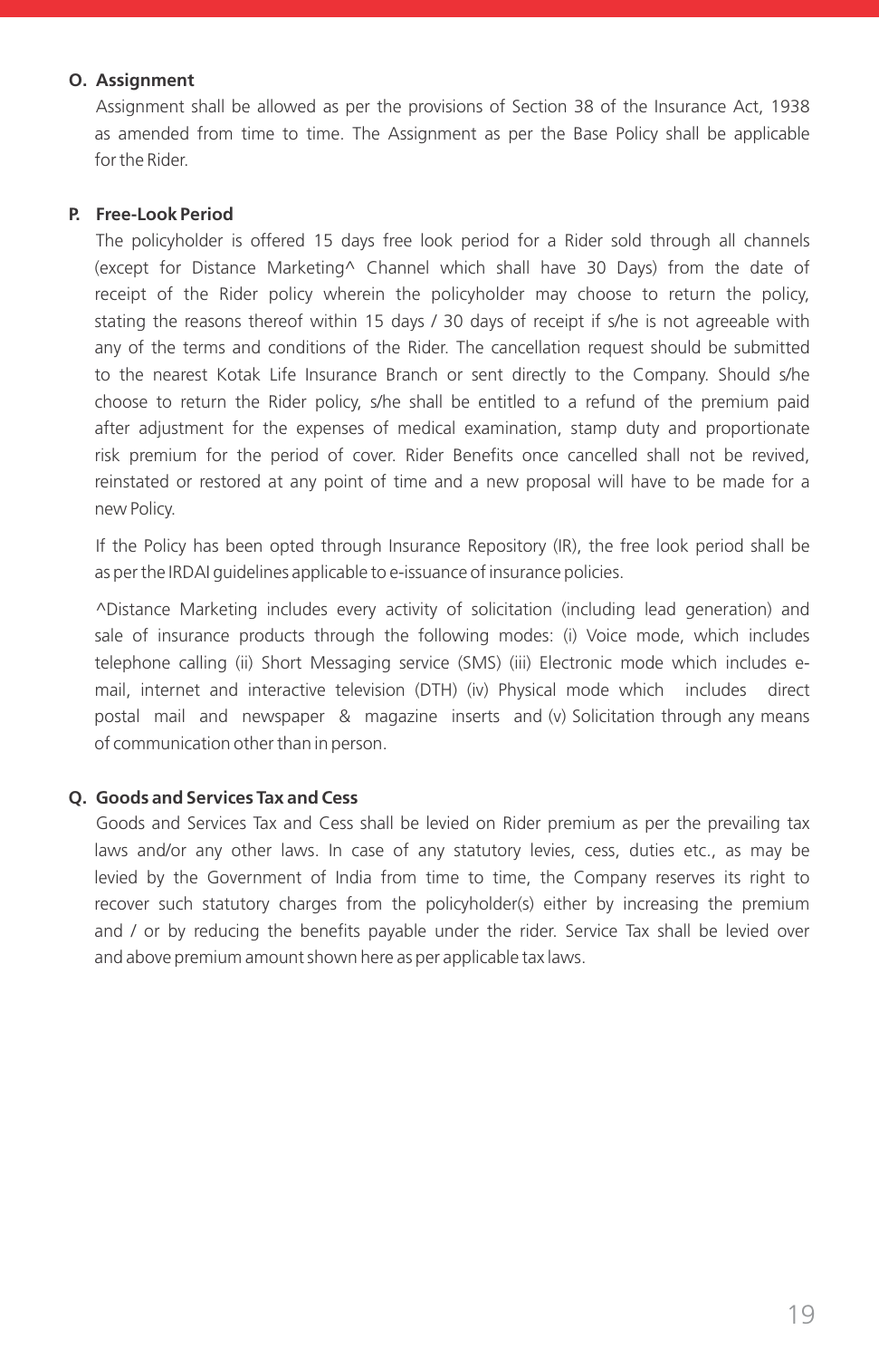### O. Assignment

Assignment shall be allowed as per the provisions of Section 38 of the Insurance Act, 1938 as amended from time to time. The Assignment as per the Base Policy shall be applicable for the Rider.

### P. Free-Look Period

The policyholder is offered 15 days free look period for a Rider sold through all channels (except for Distance Marketing^ Channel which shall have 30 Days) from the date of receipt of the Rider policy wherein the policyholder may choose to return the policy, stating the reasons thereof within 15 days / 30 days of receipt if s/he is not agreeable with any of the terms and conditions of the Rider. The cancellation request should be submitted to the nearest Kotak Life Insurance Branch or sent directly to the Company. Should s/he choose to return the Rider policy, s/he shall be entitled to a refund of the premium paid after adjustment for the expenses of medical examination, stamp duty and proportionate risk premium for the period of cover. Rider Benefits once cancelled shall not be revived, reinstated or restored at any point of time and a new proposal will have to be made for a new Policy.

If the Policy has been opted through Insurance Repository (IR), the free look period shall be as per the IRDAI guidelines applicable to e-issuance of insurance policies.

^Distance Marketing includes every activity of solicitation (including lead generation) and sale of insurance products through the following modes: (i) Voice mode, which includes telephone calling (ii) Short Messaging service (SMS) (iii) Electronic mode which includes e-mail, internet and interactive television (DTH) (iv) Physical mode which includes direct postal mail and newspaper & magazine inserts and (v) Solicitation through any means of communication other than in person.

### Q. Goods and Services Tax and Cess

Goods and Services Tax and Cess shall be levied on Rider premium as per the prevailing tax laws and/or any other laws. In case of any statutory levies, cess, duties etc., as may be levied by the Government of India from time to time, the Company reserves its right to recover such statutory charges from the policyholder(s) either by increasing the premium and / or by reducing the benefits payable under the rider. Service Tax shall be levied over and above premium amount shown here as per applicable tax laws.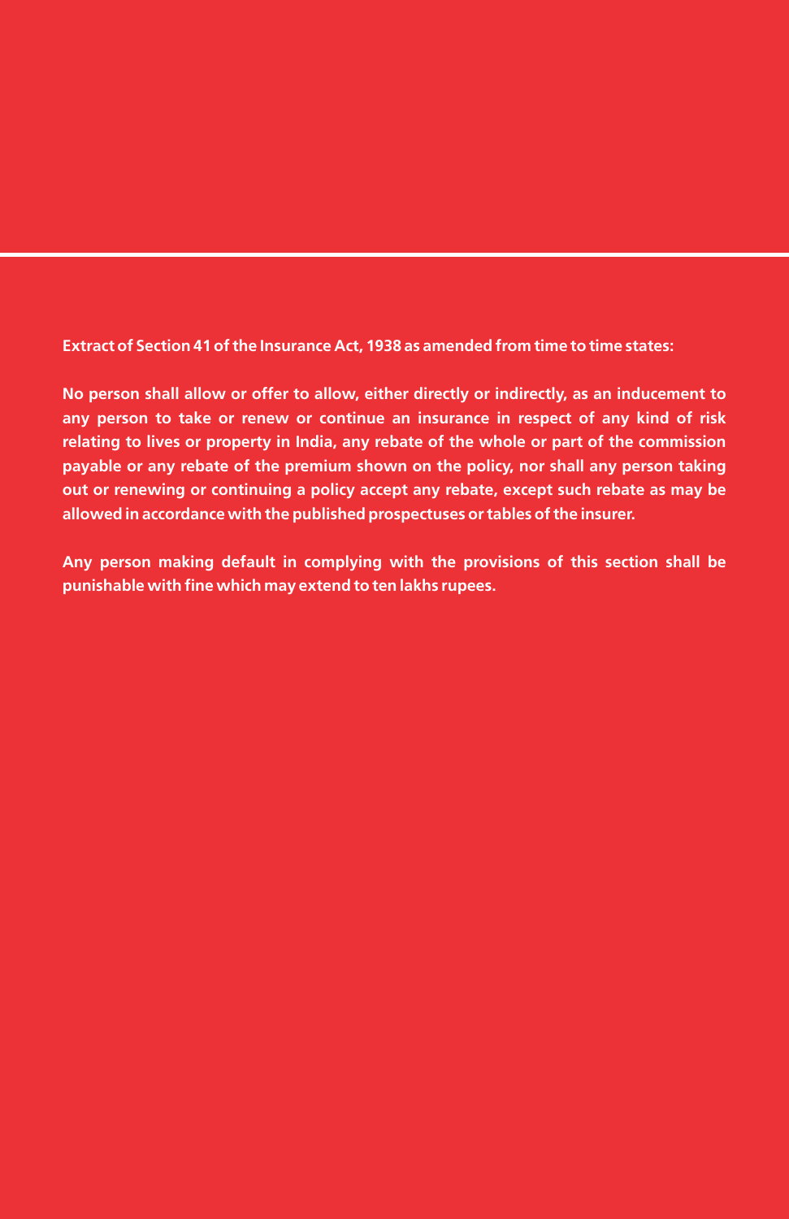**Extract of Section 41 of the Insurance Act, 1938 as amended from time to time states:**

**No person shall allow or offer to allow, either directly or indirectly, as an inducement to any person to take or renew or continue an insurance in respect of any kind of risk relating to lives or property in India, any rebate of the whole or part of the commission payable or any rebate of the premium shown on the policy, nor shall any person taking out or renewing or continuing a policy accept any rebate, except such rebate as may be allowed in accordance with the published prospectuses or tables of the insurer.**

**Any person making default in complying with the provisions of this section shall be punishable with fine which may extend to ten lakhs rupees.**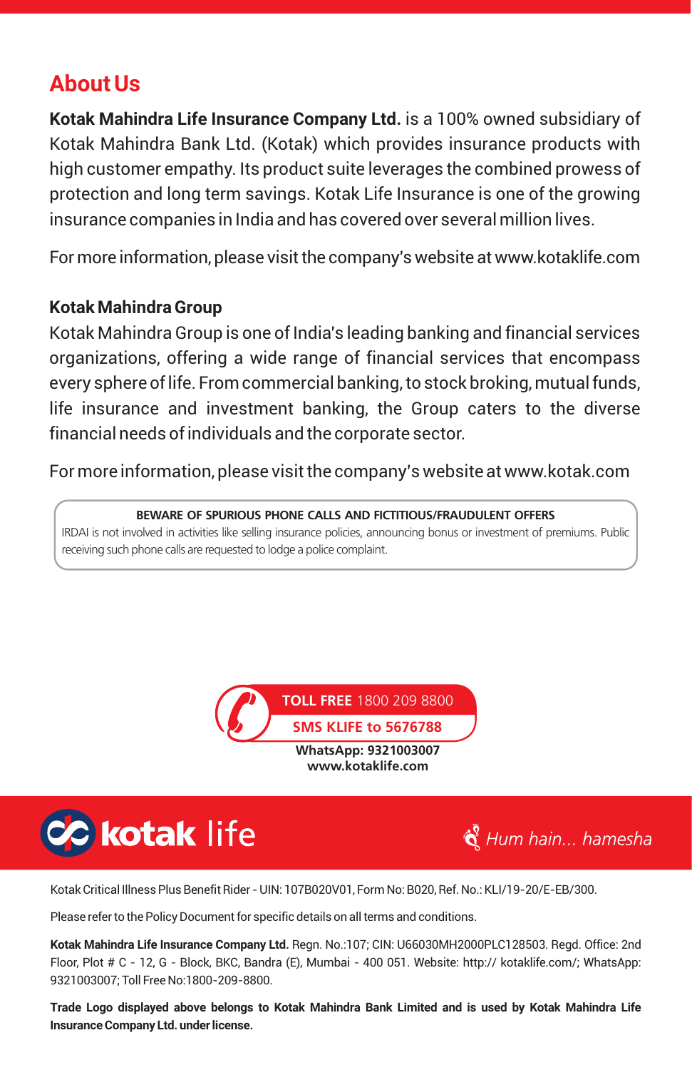## About Us

**Kotak Mahindra Life Insurance Company Ltd.** is a 100% owned subsidiary of Kotak Mahindra Bank Ltd. (Kotak) which provides insurance products with high customer empathy. Its product suite leverages the combined prowess of protection and long term savings. Kotak Life Insurance is one of the growing insurance companies in India and has covered over several million lives.

For more information, please visit the company's website at www.kotaklife.com

### Kotak Mahindra Group

Kotak Mahindra Group is one of India's leading banking and financial services organizations, offering a wide range of financial services that encompass every sphere of life. From commercial banking, to stock broking, mutual funds, life insurance and investment banking, the Group caters to the diverse financial needs of individuals and the corporate sector.

For more information, please visit the company's website at www.kotak.com

**BEWARE OF SPURIOUS PHONE CALLS AND FICTITIOUS/FRAUDULENT OFFERS**
IRDAI is not involved in activities like selling insurance policies, announcing bonus or investment of premiums. Public receiving such phone calls are requested to lodge a police complaint.

**TOLL FREE** 1800 209 8800
**SMS KLIFE to 5676788**
**WhatsApp: 9321003007**
**www.kotaklife.com**

kotak life

*Hum hain... hamesha*

Kotak Critical Illness Plus Benefit Rider - UIN: 107B020V01, Form No: B020, Ref. No.: KLI/19-20/E-EB/300.

Please refer to the Policy Document for specific details on all terms and conditions.

**Kotak Mahindra Life Insurance Company Ltd.** Regn. No.:107; CIN: U66030MH2000PLC128503. Regd. Office: 2nd Floor, Plot # C - 12, G - Block, BKC, Bandra (E), Mumbai - 400 051. Website: http:// kotaklife.com/; WhatsApp: 9321003007; Toll Free No:1800-209-8800.

**Trade Logo displayed above belongs to Kotak Mahindra Bank Limited and is used by Kotak Mahindra Life Insurance Company Ltd. under license.**